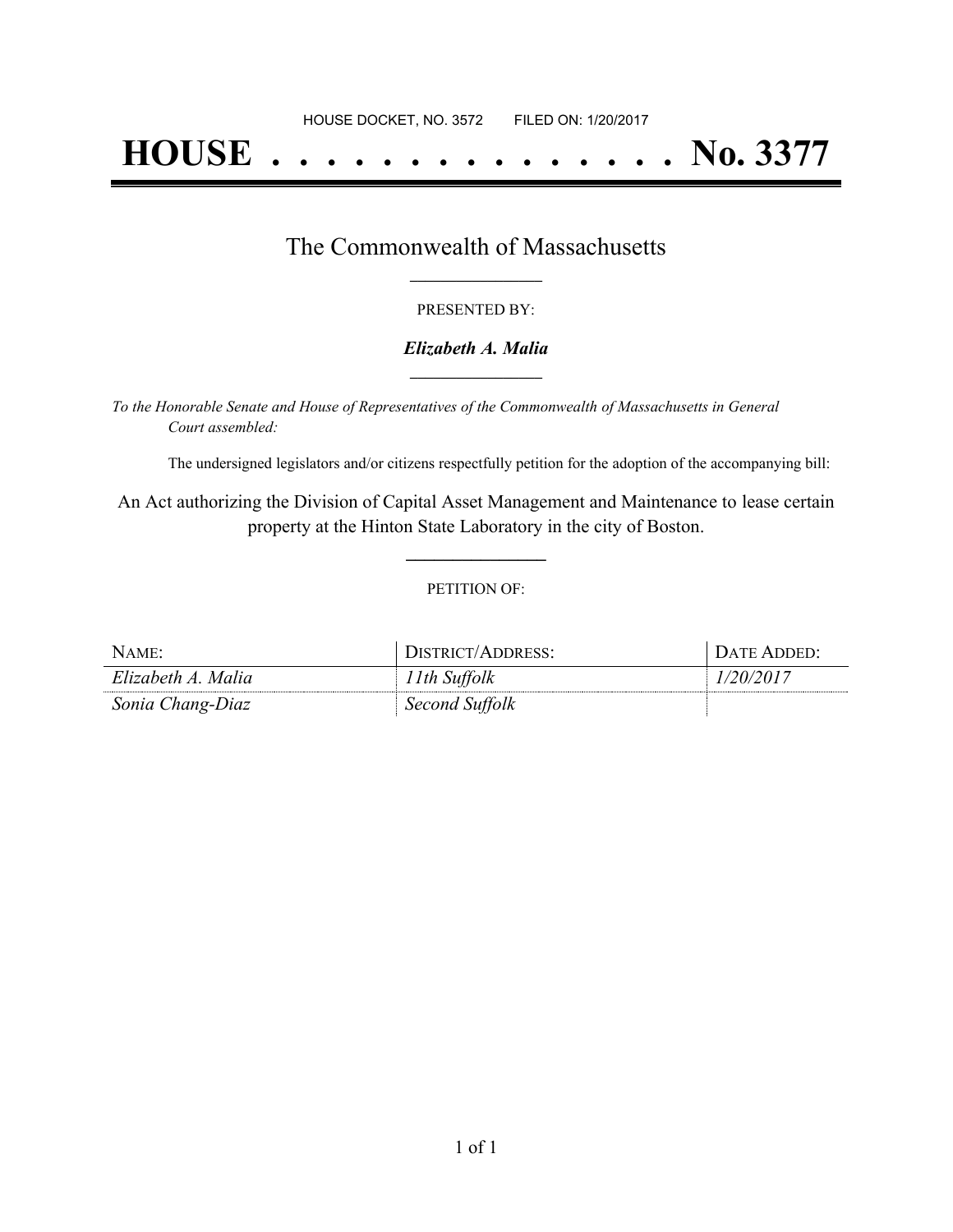HOUSE DOCKET, NO. 3572 FILED ON: 1/20/2017

# HOUSE . . . . . . . . . . . . . . . No. 3377

## The Commonwealth of Massachusetts

PRESENTED BY:

***Elizabeth A. Malia***

*To the Honorable Senate and House of Representatives of the Commonwealth of Massachusetts in General Court assembled:*

The undersigned legislators and/or citizens respectfully petition for the adoption of the accompanying bill:

An Act authorizing the Division of Capital Asset Management and Maintenance to lease certain property at the Hinton State Laboratory in the city of Boston.

PETITION OF:

| NAME: | DISTRICT/ADDRESS: | DATE ADDED: |
|---|---|---|
| *Elizabeth A. Malia* | *11th Suffolk* | *1/20/2017* |
| *Sonia Chang-Diaz* | *Second Suffolk* | |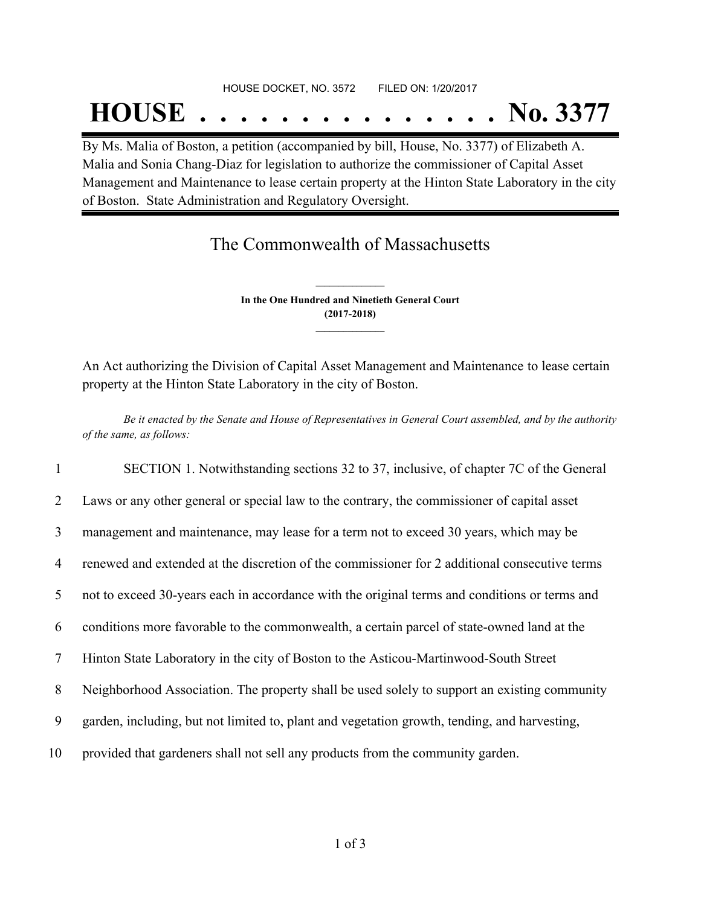HOUSE DOCKET, NO. 3572        FILED ON: 1/20/2017

# HOUSE . . . . . . . . . . . . . . . No. 3377

By Ms. Malia of Boston, a petition (accompanied by bill, House, No. 3377) of Elizabeth A. Malia and Sonia Chang-Diaz for legislation to authorize the commissioner of Capital Asset Management and Maintenance to lease certain property at the Hinton State Laboratory in the city of Boston. State Administration and Regulatory Oversight.

## The Commonwealth of Massachusetts

**In the One Hundred and Ninetieth General Court**
**(2017-2018)**

An Act authorizing the Division of Capital Asset Management and Maintenance to lease certain property at the Hinton State Laboratory in the city of Boston.

*Be it enacted by the Senate and House of Representatives in General Court assembled, and by the authority of the same, as follows:*

1 SECTION 1. Notwithstanding sections 32 to 37, inclusive, of chapter 7C of the General
2 Laws or any other general or special law to the contrary, the commissioner of capital asset
3 management and maintenance, may lease for a term not to exceed 30 years, which may be
4 renewed and extended at the discretion of the commissioner for 2 additional consecutive terms
5 not to exceed 30-years each in accordance with the original terms and conditions or terms and
6 conditions more favorable to the commonwealth, a certain parcel of state-owned land at the
7 Hinton State Laboratory in the city of Boston to the Asticou-Martinwood-South Street
8 Neighborhood Association. The property shall be used solely to support an existing community
9 garden, including, but not limited to, plant and vegetation growth, tending, and harvesting,
10 provided that gardeners shall not sell any products from the community garden.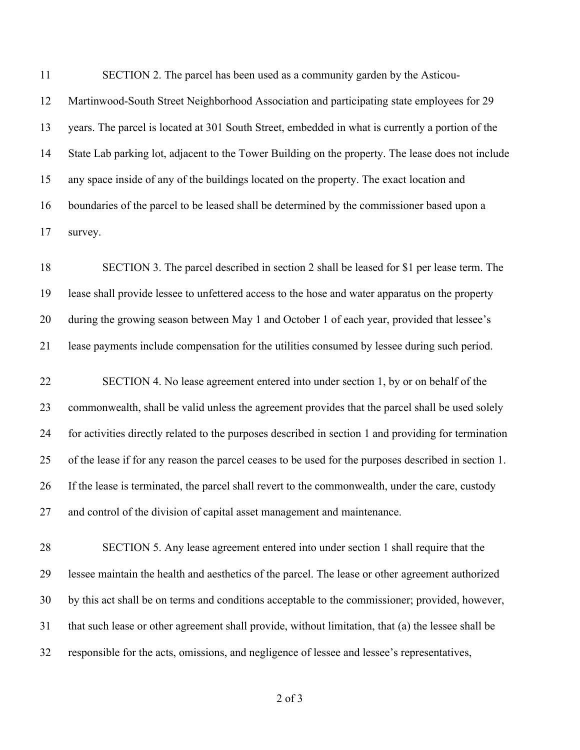SECTION 2. The parcel has been used as a community garden by the Asticou-Martinwood-South Street Neighborhood Association and participating state employees for 29 years. The parcel is located at 301 South Street, embedded in what is currently a portion of the State Lab parking lot, adjacent to the Tower Building on the property. The lease does not include any space inside of any of the buildings located on the property. The exact location and boundaries of the parcel to be leased shall be determined by the commissioner based upon a survey.

SECTION 3. The parcel described in section 2 shall be leased for $1 per lease term. The lease shall provide lessee to unfettered access to the hose and water apparatus on the property during the growing season between May 1 and October 1 of each year, provided that lessee's lease payments include compensation for the utilities consumed by lessee during such period.

SECTION 4. No lease agreement entered into under section 1, by or on behalf of the commonwealth, shall be valid unless the agreement provides that the parcel shall be used solely for activities directly related to the purposes described in section 1 and providing for termination of the lease if for any reason the parcel ceases to be used for the purposes described in section 1. If the lease is terminated, the parcel shall revert to the commonwealth, under the care, custody and control of the division of capital asset management and maintenance.

SECTION 5. Any lease agreement entered into under section 1 shall require that the lessee maintain the health and aesthetics of the parcel. The lease or other agreement authorized by this act shall be on terms and conditions acceptable to the commissioner; provided, however, that such lease or other agreement shall provide, without limitation, that (a) the lessee shall be responsible for the acts, omissions, and negligence of lessee and lessee's representatives,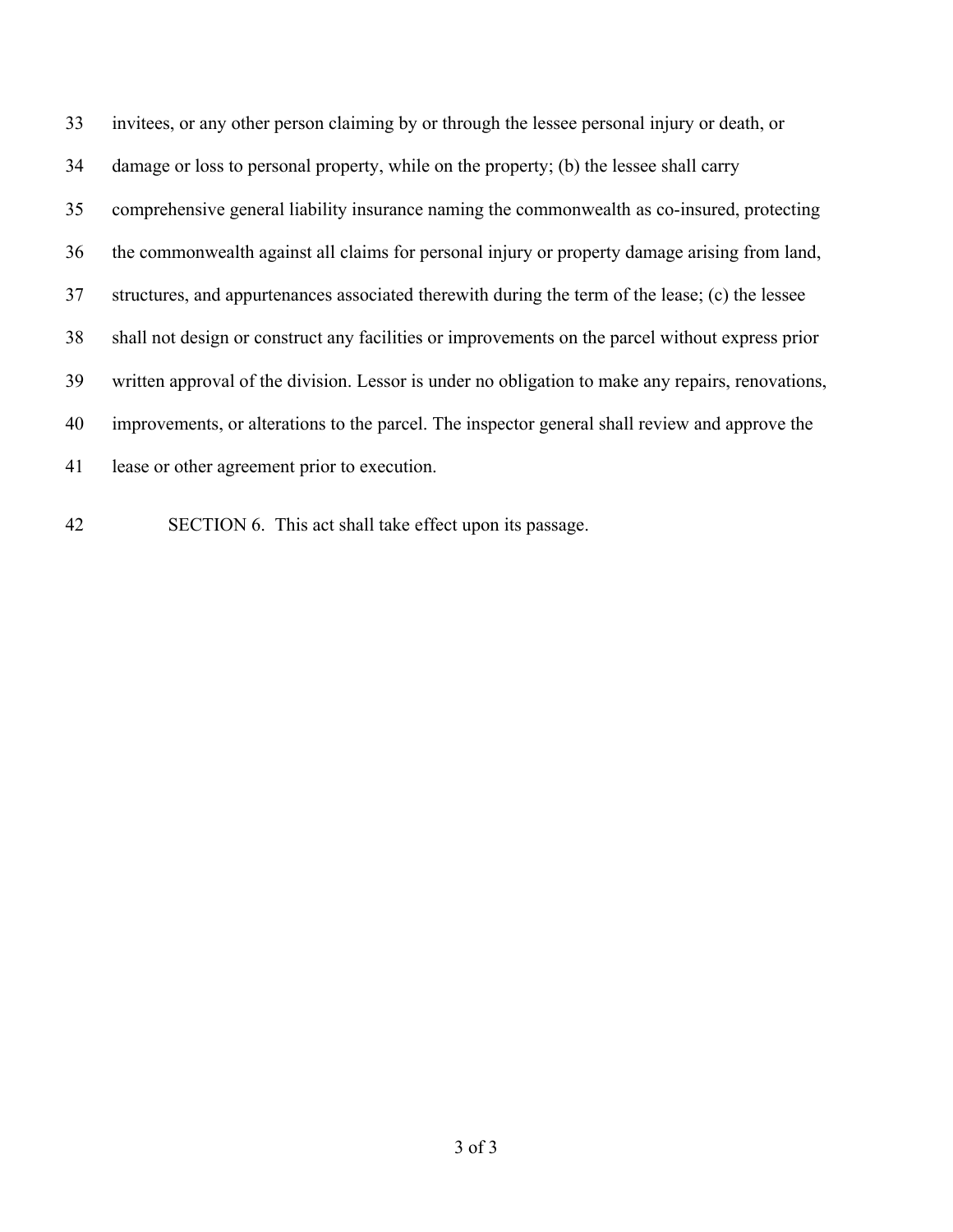invitees, or any other person claiming by or through the lessee personal injury or death, or damage or loss to personal property, while on the property; (b) the lessee shall carry comprehensive general liability insurance naming the commonwealth as co-insured, protecting the commonwealth against all claims for personal injury or property damage arising from land, structures, and appurtenances associated therewith during the term of the lease; (c) the lessee shall not design or construct any facilities or improvements on the parcel without express prior written approval of the division. Lessor is under no obligation to make any repairs, renovations, improvements, or alterations to the parcel. The inspector general shall review and approve the lease or other agreement prior to execution.

SECTION 6. This act shall take effect upon its passage.